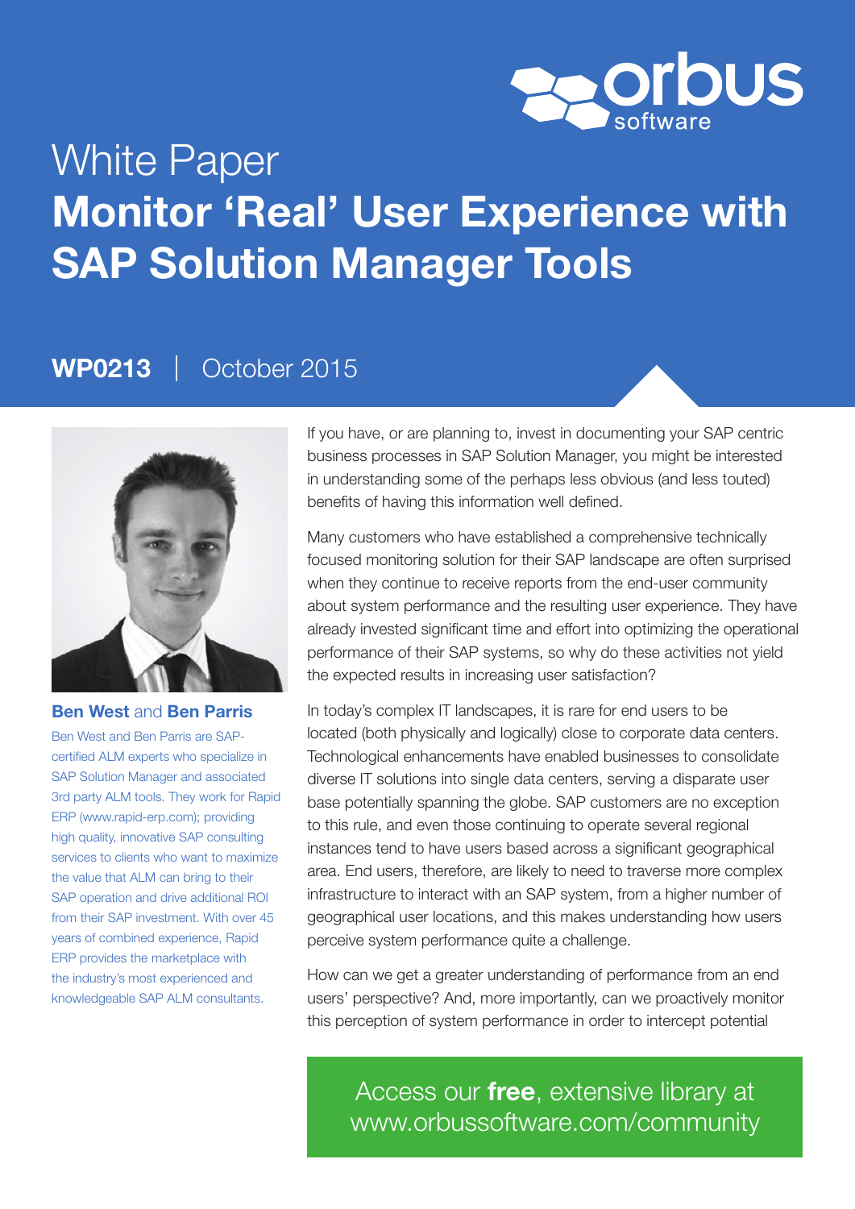White Paper

# Monitor 'Real' User Experience with SAP Solution Manager Tools

**WP0213** | October 2015

**Ben West** and **Ben Parris**

Ben West and Ben Parris are SAP-certified ALM experts who specialize in SAP Solution Manager and associated 3rd party ALM tools. They work for Rapid ERP (www.rapid-erp.com); providing high quality, innovative SAP consulting services to clients who want to maximize the value that ALM can bring to their SAP operation and drive additional ROI from their SAP investment. With over 45 years of combined experience, Rapid ERP provides the marketplace with the industry's most experienced and knowledgeable SAP ALM consultants.

If you have, or are planning to, invest in documenting your SAP centric business processes in SAP Solution Manager, you might be interested in understanding some of the perhaps less obvious (and less touted) benefits of having this information well defined.

Many customers who have established a comprehensive technically focused monitoring solution for their SAP landscape are often surprised when they continue to receive reports from the end-user community about system performance and the resulting user experience. They have already invested significant time and effort into optimizing the operational performance of their SAP systems, so why do these activities not yield the expected results in increasing user satisfaction?

In today's complex IT landscapes, it is rare for end users to be located (both physically and logically) close to corporate data centers. Technological enhancements have enabled businesses to consolidate diverse IT solutions into single data centers, serving a disparate user base potentially spanning the globe. SAP customers are no exception to this rule, and even those continuing to operate several regional instances tend to have users based across a significant geographical area. End users, therefore, are likely to need to traverse more complex infrastructure to interact with an SAP system, from a higher number of geographical user locations, and this makes understanding how users perceive system performance quite a challenge.

How can we get a greater understanding of performance from an end users' perspective? And, more importantly, can we proactively monitor this perception of system performance in order to intercept potential

Access our **free**, extensive library at www.orbussoftware.com/community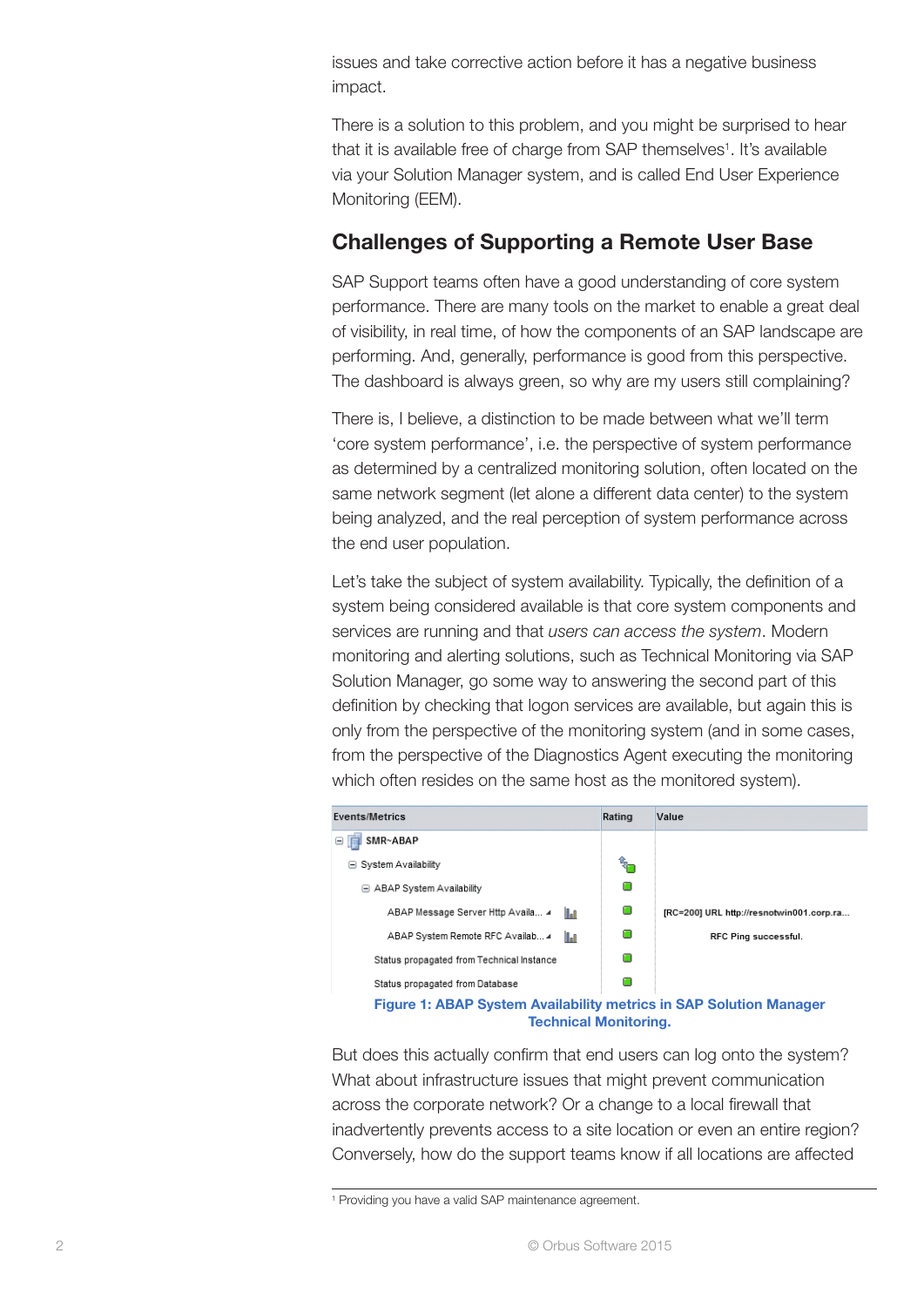issues and take corrective action before it has a negative business impact.

There is a solution to this problem, and you might be surprised to hear that it is available free of charge from SAP themselves[1]. It's available via your Solution Manager system, and is called End User Experience Monitoring (EEM).

## Challenges of Supporting a Remote User Base

SAP Support teams often have a good understanding of core system performance. There are many tools on the market to enable a great deal of visibility, in real time, of how the components of an SAP landscape are performing. And, generally, performance is good from this perspective. The dashboard is always green, so why are my users still complaining?

There is, I believe, a distinction to be made between what we'll term 'core system performance', i.e. the perspective of system performance as determined by a centralized monitoring solution, often located on the same network segment (let alone a different data center) to the system being analyzed, and the real perception of system performance across the end user population.

Let's take the subject of system availability. Typically, the definition of a system being considered available is that core system components and services are running and that *users can access the system*. Modern monitoring and alerting solutions, such as Technical Monitoring via SAP Solution Manager, go some way to answering the second part of this definition by checking that logon services are available, but again this is only from the perspective of the monitoring system (and in some cases, from the perspective of the Diagnostics Agent executing the monitoring which often resides on the same host as the monitored system).

| Events/Metrics | Rating | Value |
|---|---|---|
| SMR~ABAP | | |
| System Availability | | |
| ABAP System Availability | | |
| ABAP Message Server Http Availa... | | [RC=200] URL http://resnotwin001.corp.ra... |
| ABAP System Remote RFC Availab... | | RFC Ping successful. |
| Status propagated from Technical Instance | | |
| Status propagated from Database | | |

**Figure 1: ABAP System Availability metrics in SAP Solution Manager Technical Monitoring.**

But does this actually confirm that end users can log onto the system? What about infrastructure issues that might prevent communication across the corporate network? Or a change to a local firewall that inadvertently prevents access to a site location or even an entire region? Conversely, how do the support teams know if all locations are affected

[1] Providing you have a valid SAP maintenance agreement.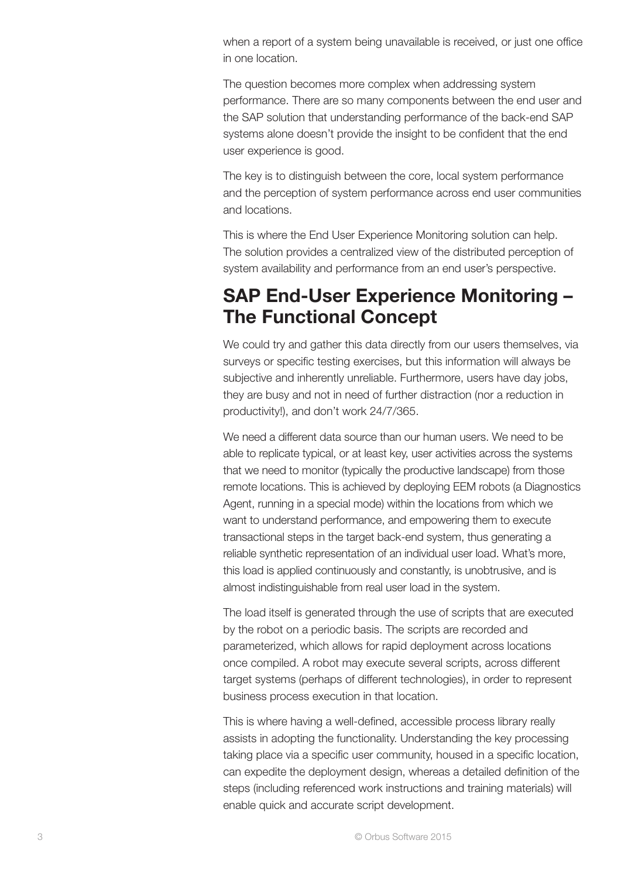when a report of a system being unavailable is received, or just one office in one location.

The question becomes more complex when addressing system performance. There are so many components between the end user and the SAP solution that understanding performance of the back-end SAP systems alone doesn't provide the insight to be confident that the end user experience is good.

The key is to distinguish between the core, local system performance and the perception of system performance across end user communities and locations.

This is where the End User Experience Monitoring solution can help. The solution provides a centralized view of the distributed perception of system availability and performance from an end user's perspective.

## SAP End-User Experience Monitoring – The Functional Concept

We could try and gather this data directly from our users themselves, via surveys or specific testing exercises, but this information will always be subjective and inherently unreliable. Furthermore, users have day jobs, they are busy and not in need of further distraction (nor a reduction in productivity!), and don't work 24/7/365.

We need a different data source than our human users. We need to be able to replicate typical, or at least key, user activities across the systems that we need to monitor (typically the productive landscape) from those remote locations. This is achieved by deploying EEM robots (a Diagnostics Agent, running in a special mode) within the locations from which we want to understand performance, and empowering them to execute transactional steps in the target back-end system, thus generating a reliable synthetic representation of an individual user load. What's more, this load is applied continuously and constantly, is unobtrusive, and is almost indistinguishable from real user load in the system.

The load itself is generated through the use of scripts that are executed by the robot on a periodic basis. The scripts are recorded and parameterized, which allows for rapid deployment across locations once compiled. A robot may execute several scripts, across different target systems (perhaps of different technologies), in order to represent business process execution in that location.

This is where having a well-defined, accessible process library really assists in adopting the functionality. Understanding the key processing taking place via a specific user community, housed in a specific location, can expedite the deployment design, whereas a detailed definition of the steps (including referenced work instructions and training materials) will enable quick and accurate script development.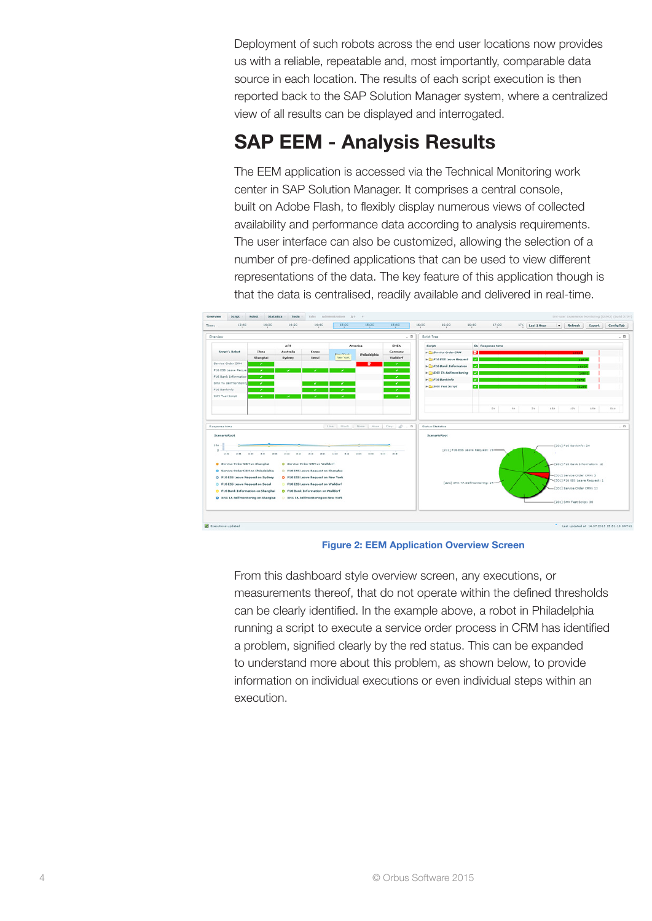Deployment of such robots across the end user locations now provides us with a reliable, repeatable and, most importantly, comparable data source in each location. The results of each script execution is then reported back to the SAP Solution Manager system, where a centralized view of all results can be displayed and interrogated.

## SAP EEM - Analysis Results

The EEM application is accessed via the Technical Monitoring work center in SAP Solution Manager. It comprises a central console, built on Adobe Flash, to flexibly display numerous views of collected availability and performance data according to analysis requirements. The user interface can also be customized, allowing the selection of a number of pre-defined applications that can be used to view different representations of the data. The key feature of this application though is that the data is centralised, readily available and delivered in real-time.

Figure 2: EEM Application Overview Screen

From this dashboard style overview screen, any executions, or measurements thereof, that do not operate within the defined thresholds can be clearly identified. In the example above, a robot in Philadelphia running a script to execute a service order process in CRM has identified a problem, signified clearly by the red status. This can be expanded to understand more about this problem, as shown below, to provide information on individual executions or even individual steps within an execution.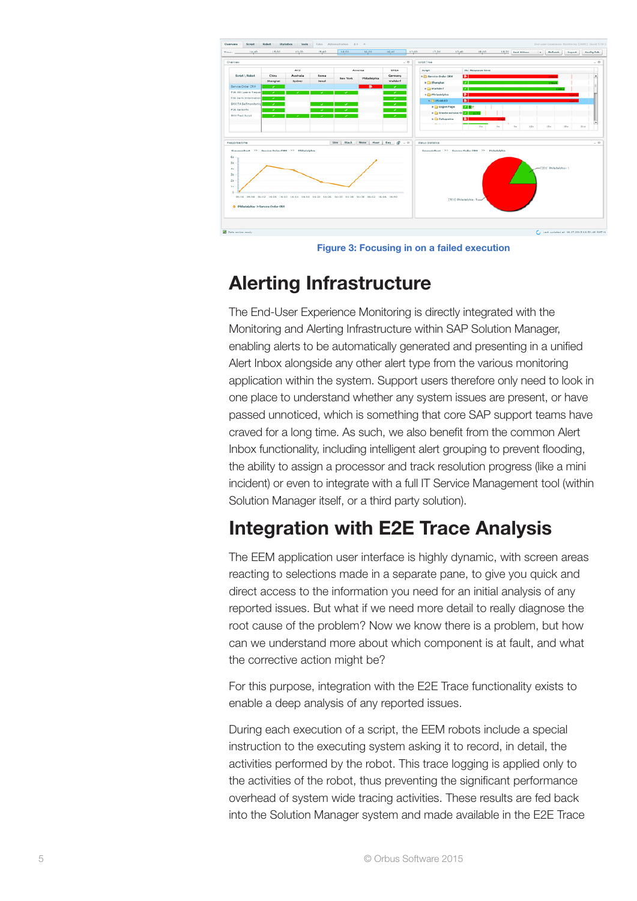Figure 3: Focusing in on a failed execution

## Alerting Infrastructure

The End-User Experience Monitoring is directly integrated with the Monitoring and Alerting Infrastructure within SAP Solution Manager, enabling alerts to be automatically generated and presenting in a unified Alert Inbox alongside any other alert type from the various monitoring application within the system. Support users therefore only need to look in one place to understand whether any system issues are present, or have passed unnoticed, which is something that core SAP support teams have craved for a long time. As such, we also benefit from the common Alert Inbox functionality, including intelligent alert grouping to prevent flooding, the ability to assign a processor and track resolution progress (like a mini incident) or even to integrate with a full IT Service Management tool (within Solution Manager itself, or a third party solution).

## Integration with E2E Trace Analysis

The EEM application user interface is highly dynamic, with screen areas reacting to selections made in a separate pane, to give you quick and direct access to the information you need for an initial analysis of any reported issues. But what if we need more detail to really diagnose the root cause of the problem? Now we know there is a problem, but how can we understand more about which component is at fault, and what the corrective action might be?

For this purpose, integration with the E2E Trace functionality exists to enable a deep analysis of any reported issues.

During each execution of a script, the EEM robots include a special instruction to the executing system asking it to record, in detail, the activities performed by the robot. This trace logging is applied only to the activities of the robot, thus preventing the significant performance overhead of system wide tracing activities. These results are fed back into the Solution Manager system and made available in the E2E Trace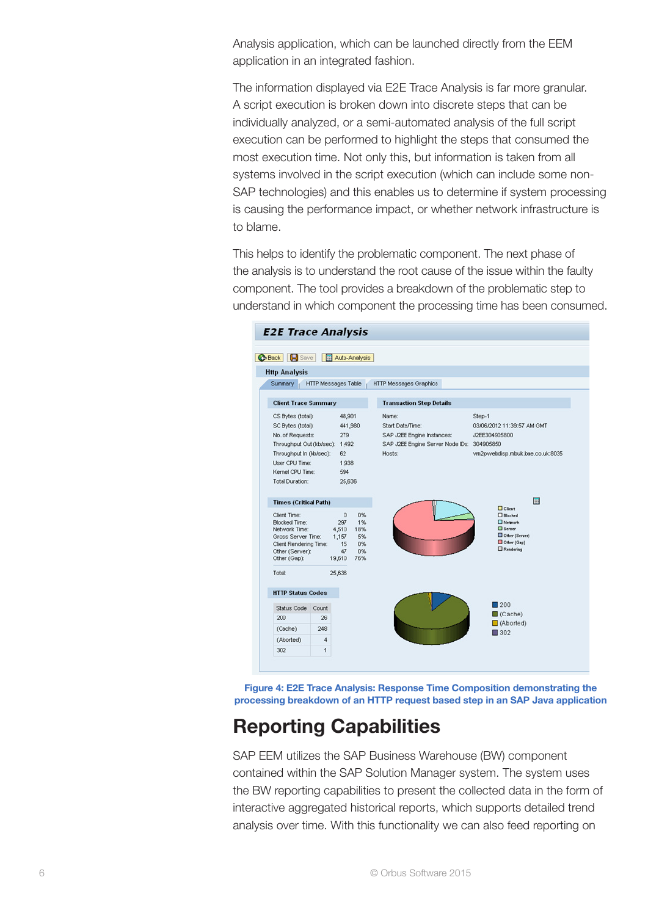Analysis application, which can be launched directly from the EEM application in an integrated fashion.

The information displayed via E2E Trace Analysis is far more granular. A script execution is broken down into discrete steps that can be individually analyzed, or a semi-automated analysis of the full script execution can be performed to highlight the steps that consumed the most execution time. Not only this, but information is taken from all systems involved in the script execution (which can include some non-SAP technologies) and this enables us to determine if system processing is causing the performance impact, or whether network infrastructure is to blame.

This helps to identify the problematic component. The next phase of the analysis is to understand the root cause of the issue within the faulty component. The tool provides a breakdown of the problematic step to understand in which component the processing time has been consumed.

**Figure 4: E2E Trace Analysis: Response Time Composition demonstrating the processing breakdown of an HTTP request based step in an SAP Java application**

## Reporting Capabilities

SAP EEM utilizes the SAP Business Warehouse (BW) component contained within the SAP Solution Manager system. The system uses the BW reporting capabilities to present the collected data in the form of interactive aggregated historical reports, which supports detailed trend analysis over time. With this functionality we can also feed reporting on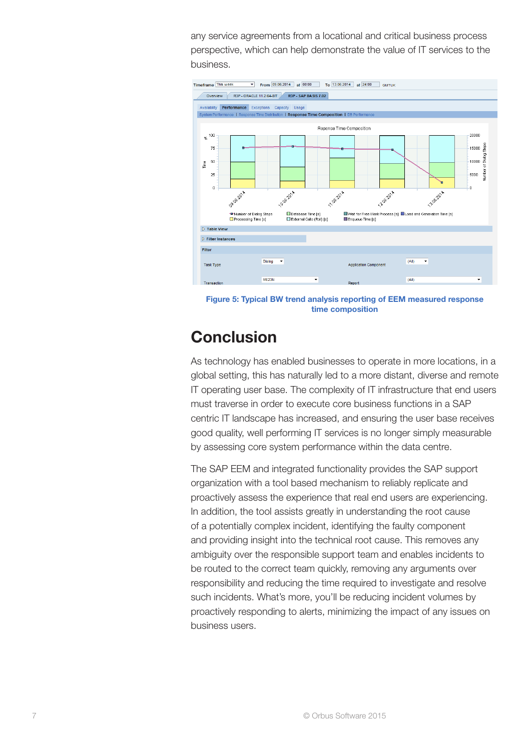any service agreements from a locational and critical business process perspective, which can help demonstrate the value of IT services to the business.

Figure 5: Typical BW trend analysis reporting of EEM measured response time composition

## Conclusion

As technology has enabled businesses to operate in more locations, in a global setting, this has naturally led to a more distant, diverse and remote IT operating user base. The complexity of IT infrastructure that end users must traverse in order to execute core business functions in a SAP centric IT landscape has increased, and ensuring the user base receives good quality, well performing IT services is no longer simply measurable by assessing core system performance within the data centre.

The SAP EEM and integrated functionality provides the SAP support organization with a tool based mechanism to reliably replicate and proactively assess the experience that real end users are experiencing. In addition, the tool assists greatly in understanding the root cause of a potentially complex incident, identifying the faulty component and providing insight into the technical root cause. This removes any ambiguity over the responsible support team and enables incidents to be routed to the correct team quickly, removing any arguments over responsibility and reducing the time required to investigate and resolve such incidents. What's more, you'll be reducing incident volumes by proactively responding to alerts, minimizing the impact of any issues on business users.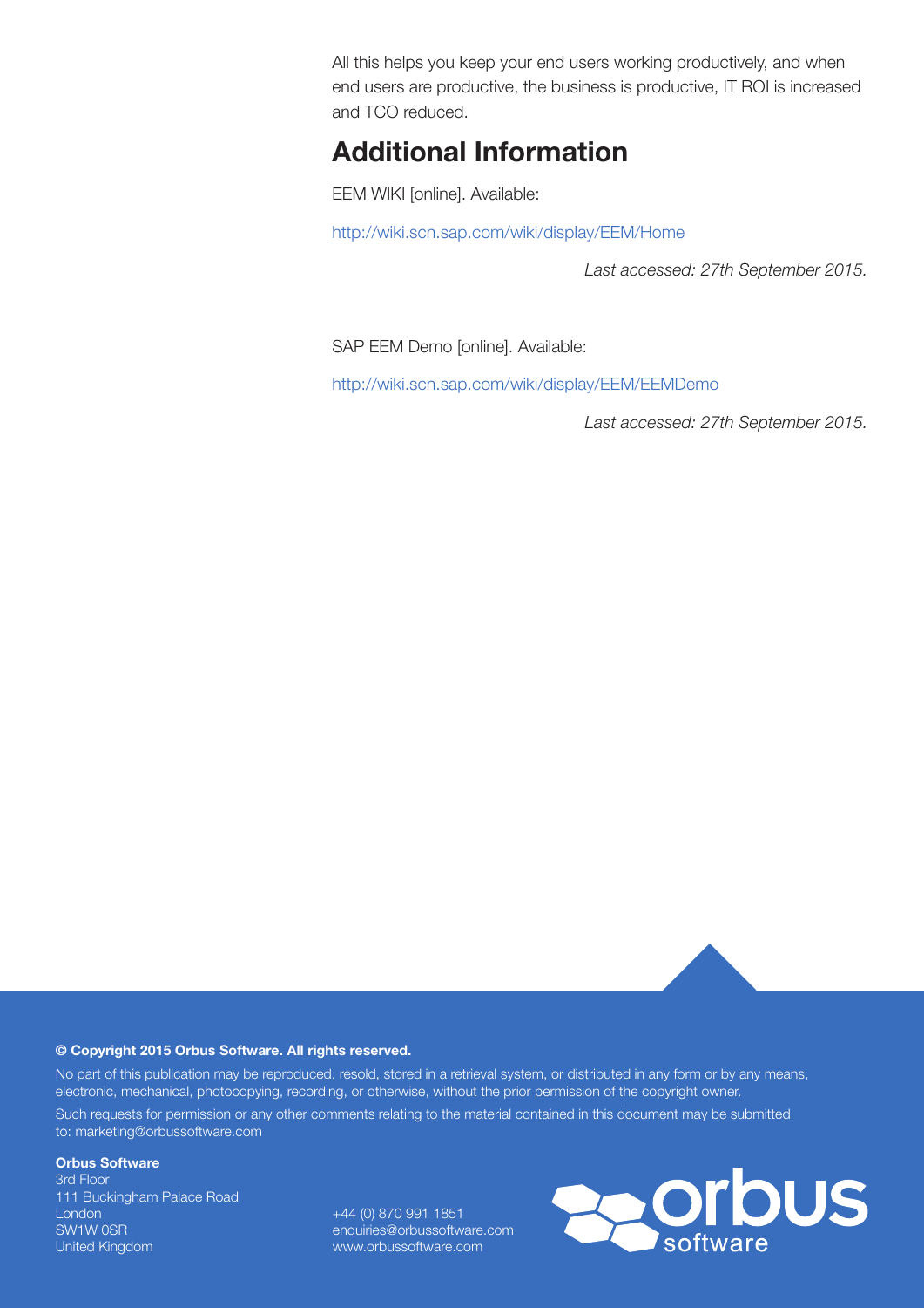All this helps you keep your end users working productively, and when end users are productive, the business is productive, IT ROI is increased and TCO reduced.

## Additional Information

EEM WIKI [online]. Available:

http://wiki.scn.sap.com/wiki/display/EEM/Home

*Last accessed: 27th September 2015.*

SAP EEM Demo [online]. Available:

http://wiki.scn.sap.com/wiki/display/EEM/EEMDemo

*Last accessed: 27th September 2015.*

**© Copyright 2015 Orbus Software. All rights reserved.**

No part of this publication may be reproduced, resold, stored in a retrieval system, or distributed in any form or by any means, electronic, mechanical, photocopying, recording, or otherwise, without the prior permission of the copyright owner.

Such requests for permission or any other comments relating to the material contained in this document may be submitted to: marketing@orbussoftware.com

**Orbus Software**
3rd Floor
111 Buckingham Palace Road
London
SW1W 0SR
United Kingdom

+44 (0) 870 991 1851
enquiries@orbussoftware.com
www.orbussoftware.com

orbus software